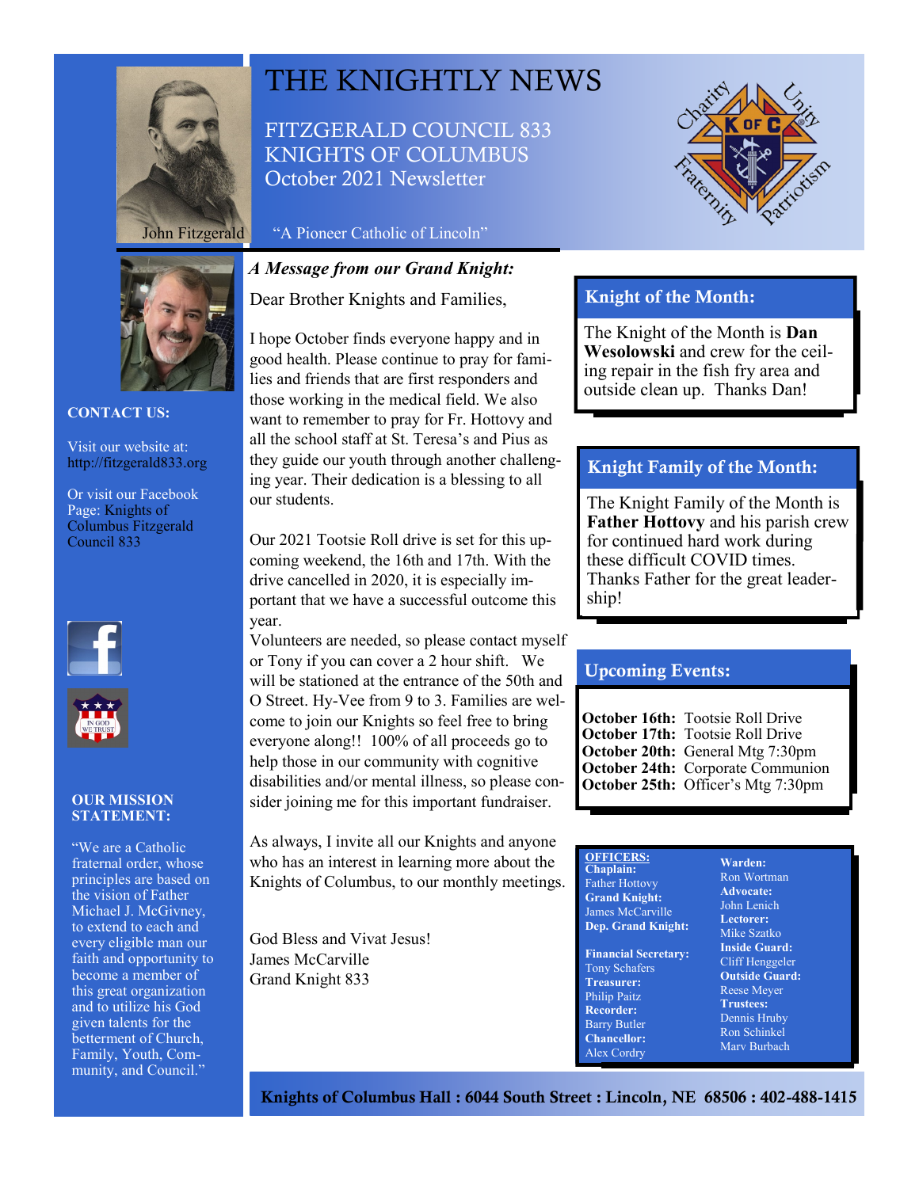# THE KNIGHTLY NEWS

## FITZGERALD COUNCIL 833
## KNIGHTS OF COLUMBUS
## October 2021 Newsletter

John Fitzgerald

"A Pioneer Catholic of Lincoln"

Charity · Unity · Fraternity · Patriotism

**CONTACT US:**

Visit our website at: http://fitzgerald833.org

Or visit our Facebook Page: Knights of Columbus Fitzgerald Council 833

**OUR MISSION STATEMENT:**

"We are a Catholic fraternal order, whose principles are based on the vision of Father Michael J. McGivney, to extend to each and every eligible man our faith and opportunity to become a member of this great organization and to utilize his God given talents for the betterment of Church, Family, Youth, Community, and Council."

### *A Message from our Grand Knight:*

Dear Brother Knights and Families,

I hope October finds everyone happy and in good health. Please continue to pray for families and friends that are first responders and those working in the medical field. We also want to remember to pray for Fr. Hottovy and all the school staff at St. Teresa's and Pius as they guide our youth through another challenging year. Their dedication is a blessing to all our students.

Our 2021 Tootsie Roll drive is set for this upcoming weekend, the 16th and 17th. With the drive cancelled in 2020, it is especially important that we have a successful outcome this year.

Volunteers are needed, so please contact myself or Tony if you can cover a 2 hour shift. We will be stationed at the entrance of the 50th and O Street. Hy-Vee from 9 to 3. Families are welcome to join our Knights so feel free to bring everyone along!! 100% of all proceeds go to help those in our community with cognitive disabilities and/or mental illness, so please consider joining me for this important fundraiser.

As always, I invite all our Knights and anyone who has an interest in learning more about the Knights of Columbus, to our monthly meetings.

God Bless and Vivat Jesus!
James McCarville
Grand Knight 833

### Knight of the Month:

The Knight of the Month is **Dan Wesolowski** and crew for the ceiling repair in the fish fry area and outside clean up. Thanks Dan!

### Knight Family of the Month:

The Knight Family of the Month is **Father Hottovy** and his parish crew for continued hard work during these difficult COVID times. Thanks Father for the great leadership!

### Upcoming Events:

**October 16th:** Tootsie Roll Drive
**October 17th:** Tootsie Roll Drive
**October 20th:** General Mtg 7:30pm
**October 24th:** Corporate Communion
**October 25th:** Officer's Mtg 7:30pm

**OFFICERS:**

**Chaplain:** Father Hottovy
**Grand Knight:** James McCarville
**Dep. Grand Knight:**
**Financial Secretary:** Tony Schafers
**Treasurer:** Philip Paitz
**Recorder:** Barry Butler
**Chancellor:** Alex Cordry
**Warden:** Ron Wortman
**Advocate:** John Lenich
**Lectorer:** Mike Szatko
**Inside Guard:** Cliff Henggeler
**Outside Guard:** Reese Meyer
**Trustees:** Dennis Hruby, Ron Schinkel, Marv Burbach

**Knights of Columbus Hall : 6044 South Street : Lincoln, NE 68506 : 402-488-1415**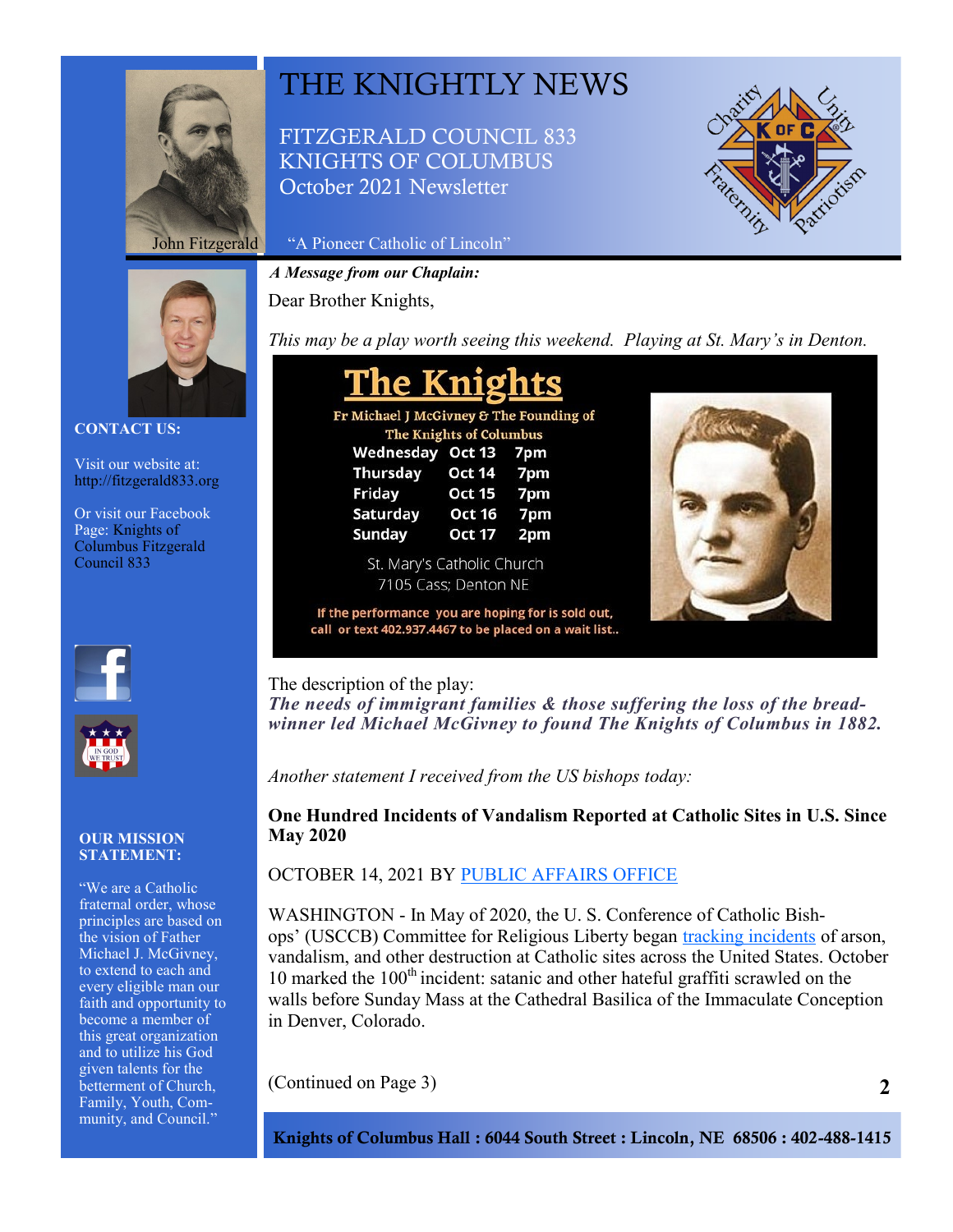# THE KNIGHTLY NEWS

FITZGERALD COUNCIL 833
KNIGHTS OF COLUMBUS
October 2021 Newsletter

John Fitzgerald

"A Pioneer Catholic of Lincoln"

**CONTACT US:**

Visit our website at: http://fitzgerald833.org

Or visit our Facebook Page: Knights of Columbus Fitzgerald Council 833

**OUR MISSION STATEMENT:**

"We are a Catholic fraternal order, whose principles are based on the vision of Father Michael J. McGivney, to extend to each and every eligible man our faith and opportunity to become a member of this great organization and to utilize his God given talents for the betterment of Church, Family, Youth, Community, and Council."

***A Message from our Chaplain:***

Dear Brother Knights,

*This may be a play worth seeing this weekend. Playing at St. Mary's in Denton.*

## The Knights

**Fr Michael J McGivney & The Founding of The Knights of Columbus**

| | | |
|---|---|---|
| Wednesday | Oct 13 | 7pm |
| Thursday | Oct 14 | 7pm |
| Friday | Oct 15 | 7pm |
| Saturday | Oct 16 | 7pm |
| Sunday | Oct 17 | 2pm |

St. Mary's Catholic Church
7105 Cass; Denton NE

If the performance you are hoping for is sold out, call or text 402.937.4467 to be placed on a wait list..

The description of the play:
***The needs of immigrant families & those suffering the loss of the bread-winner led Michael McGivney to found The Knights of Columbus in 1882.***

*Another statement I received from the US bishops today:*

**One Hundred Incidents of Vandalism Reported at Catholic Sites in U.S. Since May 2020**

OCTOBER 14, 2021 BY PUBLIC AFFAIRS OFFICE

WASHINGTON - In May of 2020, the U. S. Conference of Catholic Bishops' (USCCB) Committee for Religious Liberty began tracking incidents of arson, vandalism, and other destruction at Catholic sites across the United States. October 10 marked the 100th incident: satanic and other hateful graffiti scrawled on the walls before Sunday Mass at the Cathedral Basilica of the Immaculate Conception in Denver, Colorado.

(Continued on Page 3)

**Knights of Columbus Hall : 6044 South Street : Lincoln, NE 68506 : 402-488-1415**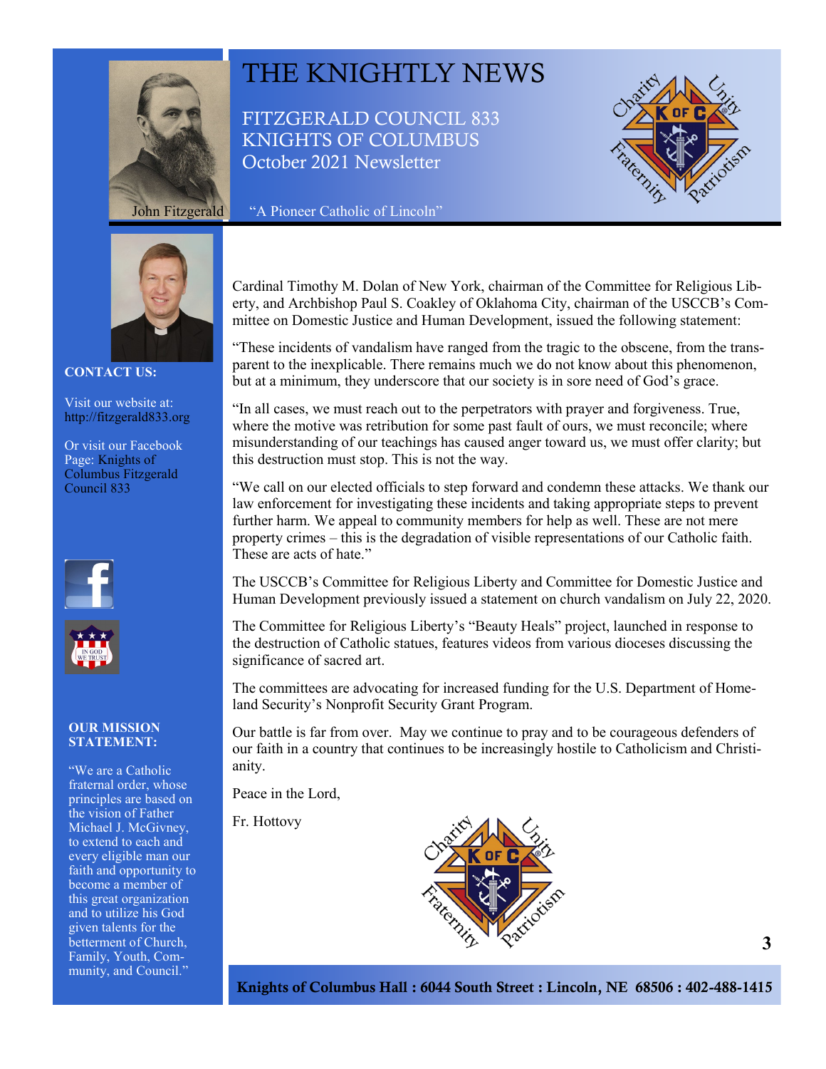# THE KNIGHTLY NEWS

FITZGERALD COUNCIL 833
KNIGHTS OF COLUMBUS
October 2021 Newsletter

John Fitzgerald

"A Pioneer Catholic of Lincoln"

**CONTACT US:**

Visit our website at: http://fitzgerald833.org

Or visit our Facebook Page: Knights of Columbus Fitzgerald Council 833

**OUR MISSION STATEMENT:**

"We are a Catholic fraternal order, whose principles are based on the vision of Father Michael J. McGivney, to extend to each and every eligible man our faith and opportunity to become a member of this great organization and to utilize his God given talents for the betterment of Church, Family, Youth, Community, and Council."

Cardinal Timothy M. Dolan of New York, chairman of the Committee for Religious Liberty, and Archbishop Paul S. Coakley of Oklahoma City, chairman of the USCCB's Committee on Domestic Justice and Human Development, issued the following statement:

"These incidents of vandalism have ranged from the tragic to the obscene, from the transparent to the inexplicable. There remains much we do not know about this phenomenon, but at a minimum, they underscore that our society is in sore need of God's grace.

"In all cases, we must reach out to the perpetrators with prayer and forgiveness. True, where the motive was retribution for some past fault of ours, we must reconcile; where misunderstanding of our teachings has caused anger toward us, we must offer clarity; but this destruction must stop. This is not the way.

"We call on our elected officials to step forward and condemn these attacks. We thank our law enforcement for investigating these incidents and taking appropriate steps to prevent further harm. We appeal to community members for help as well. These are not mere property crimes – this is the degradation of visible representations of our Catholic faith. These are acts of hate."

The USCCB's Committee for Religious Liberty and Committee for Domestic Justice and Human Development previously issued a statement on church vandalism on July 22, 2020.

The Committee for Religious Liberty's "Beauty Heals" project, launched in response to the destruction of Catholic statues, features videos from various dioceses discussing the significance of sacred art.

The committees are advocating for increased funding for the U.S. Department of Homeland Security's Nonprofit Security Grant Program.

Our battle is far from over. May we continue to pray and to be courageous defenders of our faith in a country that continues to be increasingly hostile to Catholicism and Christianity.

Peace in the Lord,

Fr. Hottovy

**Knights of Columbus Hall : 6044 South Street : Lincoln, NE 68506 : 402-488-1415**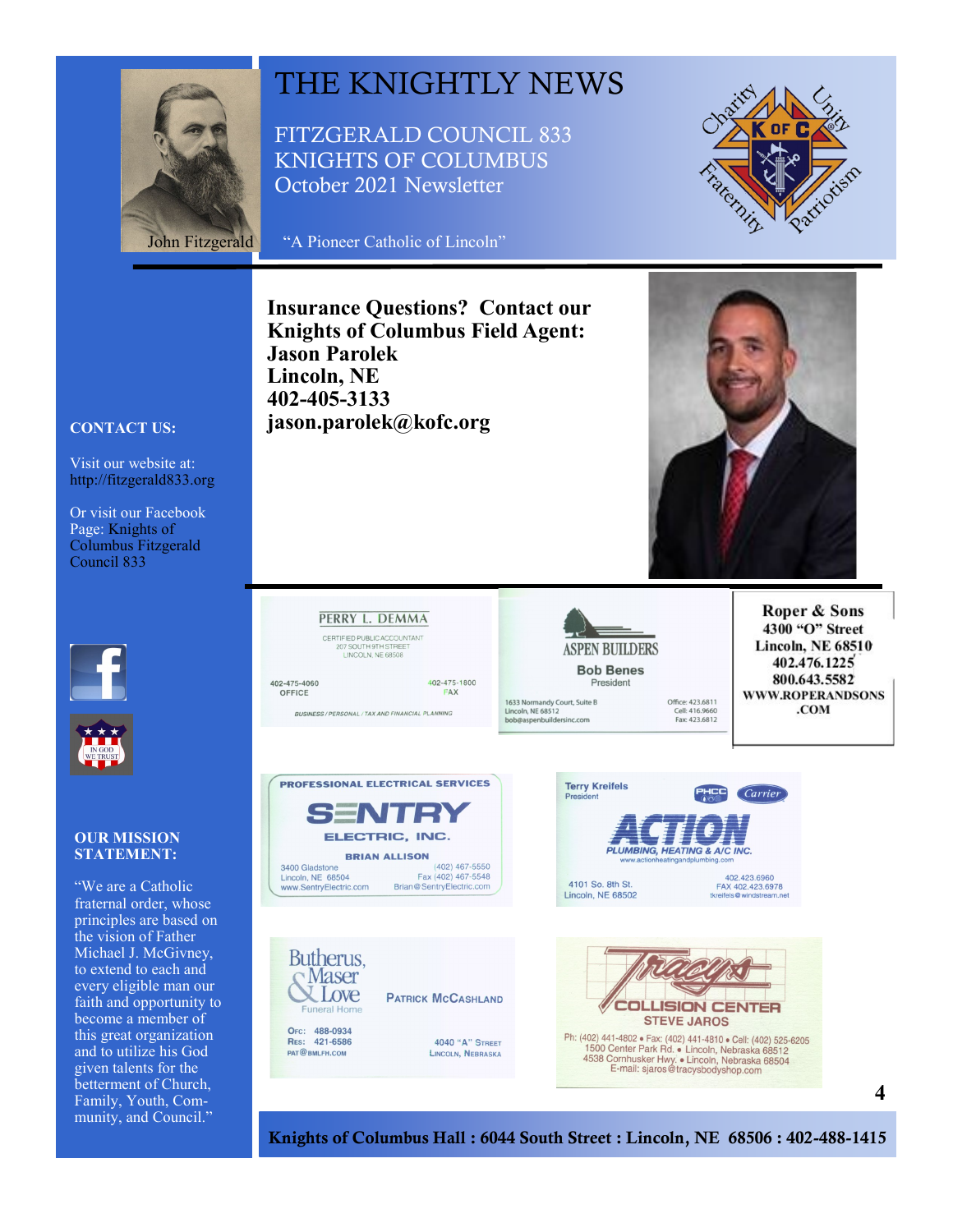# THE KNIGHTLY NEWS

FITZGERALD COUNCIL 833
KNIGHTS OF COLUMBUS
October 2021 Newsletter

John Fitzgerald

"A Pioneer Catholic of Lincoln"

Charity Unity Fraternity Patriotism

K OF C

**Insurance Questions? Contact our Knights of Columbus Field Agent:**
**Jason Parolek**
**Lincoln, NE**
**402-405-3133**
**jason.parolek@kofc.org**

**CONTACT US:**

Visit our website at:
http://fitzgerald833.org

Or visit our Facebook Page: Knights of Columbus Fitzgerald Council 833

IN GOD WE TRUST

**OUR MISSION STATEMENT:**

"We are a Catholic fraternal order, whose principles are based on the vision of Father Michael J. McGivney, to extend to each and every eligible man our faith and opportunity to become a member of this great organization and to utilize his God given talents for the betterment of Church, Family, Youth, Community, and Council."

PERRY L. DEMMA
CERTIFIED PUBLIC ACCOUNTANT
207 SOUTH 9TH STREET
LINCOLN, NE 68508
402-475-4060 OFFICE
402-475-1800 FAX
BUSINESS / PERSONAL / TAX AND FINANCIAL PLANNING

ASPEN BUILDERS
Bob Benes
President
1633 Normandy Court, Suite B
Lincoln, NE 68512
bob@aspenbuildersinc.com
Office: 423.6811
Cell: 416.9660
Fax: 423.6812

**Roper & Sons**
**4300 "O" Street**
**Lincoln, NE 68510**
**402.476.1225**
**800.643.5582**
**WWW.ROPERANDSONS.COM**

PROFESSIONAL ELECTRICAL SERVICES
SENTRY ELECTRIC, INC.
BRIAN ALLISON
3400 Gladstone
Lincoln, NE 68504
www.SentryElectric.com
(402) 467-5550
Fax (402) 467-5548
Brian@SentryElectric.com

Terry Kreifels
President
PHCC Carrier
ACTION
PLUMBING, HEATING & A/C INC.
www.actionheatingandplumbing.com
4101 So. 8th St.
Lincoln, NE 68502
402.423.6960
FAX 402.423.6978
tkreifels@windstream.net

Butherus, Maser & Love
Funeral Home
PATRICK McCASHLAND
OFC: 488-0934
RES: 421-6586
PAT@BMLFH.COM
4040 "A" STREET
LINCOLN, NEBRASKA

Tracy's
COLLISION CENTER
STEVE JAROS
Ph: (402) 441-4802 • Fax: (402) 441-4810 • Cell: (402) 525-6205
1500 Center Park Rd. • Lincoln, Nebraska 68512
4538 Cornhusker Hwy. • Lincoln, Nebraska 68504
E-mail: sjaros@tracysbodyshop.com

**Knights of Columbus Hall : 6044 South Street : Lincoln, NE 68506 : 402-488-1415**